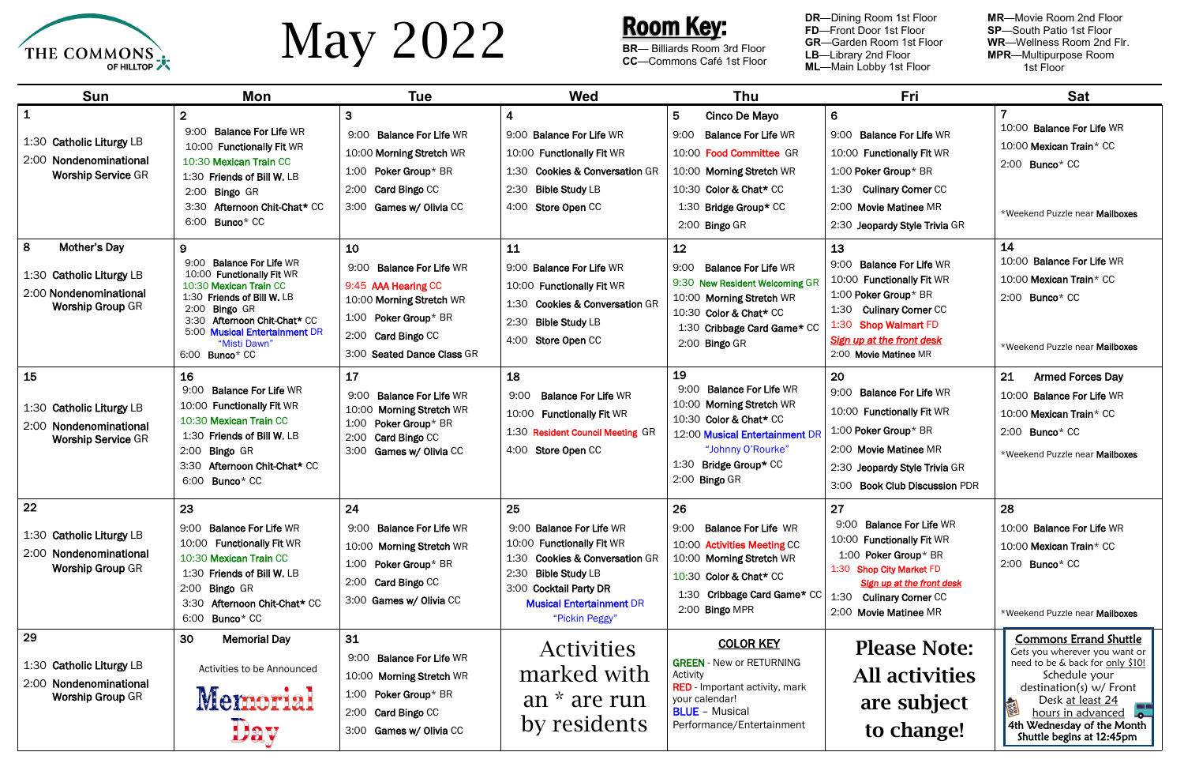# THE COMMONS OF HILLTOP

# May 2022

**Room Key:**

- **BR**— Billiards Room 3rd Floor
- **CC**—Commons Café 1st Floor
- **DR**—Dining Room 1st Floor
- **FD**—Front Door 1st Floor
- **GR**—Garden Room 1st Floor
- **LB**—Library 2nd Floor
- **ML**—Main Lobby 1st Floor
- **MR**—Movie Room 2nd Floor
- **SP**—South Patio 1st Floor
- **WR**—Wellness Room 2nd Flr.
- **MPR**—Multipurpose Room 1st Floor

| Sun | Mon | Tue | Wed | Thu | Fri | Sat |
|---|---|---|---|---|---|---|
| **1**<br>1:30 Catholic Liturgy LB<br>2:00 Nondenominational Worship Service GR | **2**<br>9:00 Balance For Life WR<br>10:00 Functionally Fit WR<br>10:30 Mexican Train CC<br>1:30 Friends of Bill W. LB<br>2:00 Bingo GR<br>3:30 Afternoon Chit-Chat* CC<br>6:00 Bunco* CC | **3**<br>9:00 Balance For Life WR<br>10:00 Morning Stretch WR<br>1:00 Poker Group* BR<br>2:00 Card Bingo CC<br>3:00 Games w/ Olivia CC | **4**<br>9:00 Balance For Life WR<br>10:00 Functionally Fit WR<br>1:30 Cookies & Conversation GR<br>2:30 Bible Study LB<br>4:00 Store Open CC | **5** Cinco De Mayo<br>9:00 Balance For Life WR<br>10:00 Food Committee GR<br>10:00 Morning Stretch WR<br>10:30 Color & Chat* CC<br>1:30 Bridge Group* CC<br>2:00 Bingo GR | **6**<br>9:00 Balance For Life WR<br>10:00 Functionally Fit WR<br>1:00 Poker Group* BR<br>1:30 Culinary Corner CC<br>2:00 Movie Matinee MR<br>2:30 Jeopardy Style Trivia GR | **7**<br>10:00 Balance For Life WR<br>10:00 Mexican Train* CC<br>2:00 Bunco* CC<br>*Weekend Puzzle near Mailboxes |
| **8** Mother's Day<br>1:30 Catholic Liturgy LB<br>2:00 Nondenominational Worship Group GR | **9**<br>9:00 Balance For Life WR<br>10:00 Functionally Fit WR<br>10:30 Mexican Train CC<br>1:30 Friends of Bill W. LB<br>2:00 Bingo GR<br>3:30 Afternoon Chit-Chat* CC<br>5:00 Musical Entertainment DR "Misti Dawn"<br>6:00 Bunco* CC | **10**<br>9:00 Balance For Life WR<br>9:45 AAA Hearing CC<br>10:00 Morning Stretch WR<br>1:00 Poker Group* BR<br>2:00 Card Bingo CC<br>3:00 Seated Dance Class GR | **11**<br>9:00 Balance For Life WR<br>10:00 Functionally Fit WR<br>1:30 Cookies & Conversation GR<br>2:30 Bible Study LB<br>4:00 Store Open CC | **12**<br>9:00 Balance For Life WR<br>9:30 New Resident Welcoming GR<br>10:00 Morning Stretch WR<br>10:30 Color & Chat* CC<br>1:30 Cribbage Card Game* CC<br>2:00 Bingo GR | **13**<br>9:00 Balance For Life WR<br>10:00 Functionally Fit WR<br>1:00 Poker Group* BR<br>1:30 Culinary Corner CC<br>1:30 Shop Walmart FD<br>Sign up at the front desk<br>2:00 Movie Matinee MR | **14**<br>10:00 Balance For Life WR<br>10:00 Mexican Train* CC<br>2:00 Bunco* CC<br>*Weekend Puzzle near Mailboxes |
| **15**<br>1:30 Catholic Liturgy LB<br>2:00 Nondenominational Worship Service GR | **16**<br>9:00 Balance For Life WR<br>10:00 Functionally Fit WR<br>10:30 Mexican Train CC<br>1:30 Friends of Bill W. LB<br>2:00 Bingo GR<br>3:30 Afternoon Chit-Chat* CC<br>6:00 Bunco* CC | **17**<br>9:00 Balance For Life WR<br>10:00 Morning Stretch WR<br>1:00 Poker Group* BR<br>2:00 Card Bingo CC<br>3:00 Games w/ Olivia CC | **18**<br>9:00 Balance For Life WR<br>10:00 Functionally Fit WR<br>1:30 Resident Council Meeting GR<br>4:00 Store Open CC | **19**<br>9:00 Balance For Life WR<br>10:00 Morning Stretch WR<br>10:30 Color & Chat* CC<br>12:00 Musical Entertainment DR "Johnny O'Rourke"<br>1:30 Bridge Group* CC<br>2:00 Bingo GR | **20**<br>9:00 Balance For Life WR<br>10:00 Functionally Fit WR<br>1:00 Poker Group* BR<br>2:00 Movie Matinee MR<br>2:30 Jeopardy Style Trivia GR<br>3:00 Book Club Discussion PDR | **21** Armed Forces Day<br>10:00 Balance For Life WR<br>10:00 Mexican Train* CC<br>2:00 Bunco* CC<br>*Weekend Puzzle near Mailboxes |
| **22**<br>1:30 Catholic Liturgy LB<br>2:00 Nondenominational Worship Group GR | **23**<br>9:00 Balance For Life WR<br>10:00 Functionally Fit WR<br>10:30 Mexican Train CC<br>1:30 Friends of Bill W. LB<br>2:00 Bingo GR<br>3:30 Afternoon Chit-Chat* CC<br>6:00 Bunco* CC | **24**<br>9:00 Balance For Life WR<br>10:00 Morning Stretch WR<br>1:00 Poker Group* BR<br>2:00 Card Bingo CC<br>3:00 Games w/ Olivia CC | **25**<br>9:00 Balance For Life WR<br>10:00 Functionally Fit WR<br>1:30 Cookies & Conversation GR<br>2:30 Bible Study LB<br>3:00 Cocktail Party DR<br>Musical Entertainment DR "Pickin Peggy" | **26**<br>9:00 Balance For Life WR<br>10:00 Activities Meeting CC<br>10:00 Morning Stretch WR<br>10:30 Color & Chat* CC<br>1:30 Cribbage Card Game* CC<br>2:00 Bingo MPR | **27**<br>9:00 Balance For Life WR<br>10:00 Functionally Fit WR<br>1:00 Poker Group* BR<br>1:30 Shop City Market FD<br>Sign up at the front desk<br>1:30 Culinary Corner CC<br>2:00 Movie Matinee MR | **28**<br>10:00 Balance For Life WR<br>10:00 Mexican Train* CC<br>2:00 Bunco* CC<br>*Weekend Puzzle near Mailboxes |
| **29**<br>1:30 Catholic Liturgy LB<br>2:00 Nondenominational Worship Group GR | **30** Memorial Day<br>Activities to be Announced<br>Memorial Day | **31**<br>9:00 Balance For Life WR<br>10:00 Morning Stretch WR<br>1:00 Poker Group* BR<br>2:00 Card Bingo CC<br>3:00 Games w/ Olivia CC | Activities marked with an * are run by residents | **COLOR KEY**<br>GREEN - New or RETURNING Activity<br>RED - Important activity, mark your calendar!<br>BLUE - Musical Performance/Entertainment | **Please Note: All activities are subject to change!** | **Commons Errand Shuttle**<br>Gets you wherever you want or need to be & back for only $10!<br>Schedule your destination(s) w/ Front Desk at least 24 hours in advanced<br>4th Wednesday of the Month Shuttle begins at 12:45pm |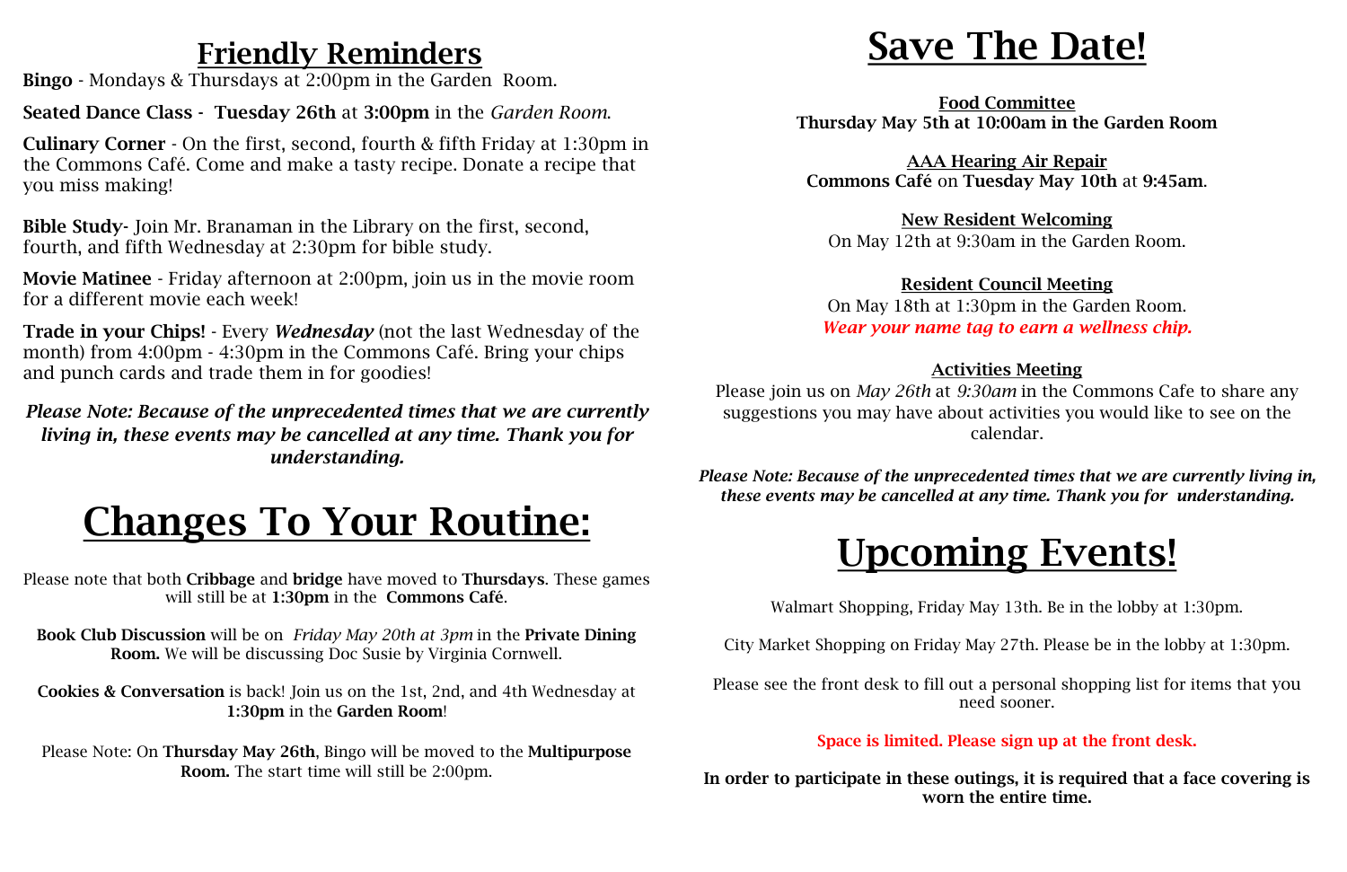## Friendly Reminders

**Bingo** - Mondays & Thursdays at 2:00pm in the Garden Room.

**Seated Dance Class** - **Tuesday 26th** at **3:00pm** in the *Garden Room*.

**Culinary Corner** - On the first, second, fourth & fifth Friday at 1:30pm in the Commons Café. Come and make a tasty recipe. Donate a recipe that you miss making!

**Bible Study**- Join Mr. Branaman in the Library on the first, second, fourth, and fifth Wednesday at 2:30pm for bible study.

**Movie Matinee** - Friday afternoon at 2:00pm, join us in the movie room for a different movie each week!

**Trade in your Chips!** - Every ***Wednesday*** (not the last Wednesday of the month) from 4:00pm - 4:30pm in the Commons Café. Bring your chips and punch cards and trade them in for goodies!

***Please Note: Because of the unprecedented times that we are currently living in, these events may be cancelled at any time. Thank you for understanding.***

# Changes To Your Routine:

Please note that both **Cribbage** and **bridge** have moved to **Thursdays**. These games will still be at **1:30pm** in the **Commons Café**.

**Book Club Discussion** will be on *Friday May 20th at 3pm* in the **Private Dining Room.** We will be discussing Doc Susie by Virginia Cornwell.

**Cookies & Conversation** is back! Join us on the 1st, 2nd, and 4th Wednesday at **1:30pm** in the **Garden Room**!

Please Note: On **Thursday May 26th**, Bingo will be moved to the **Multipurpose Room.** The start time will still be 2:00pm.

# Save The Date!

**Food Committee**
**Thursday May 5th at 10:00am in the Garden Room**

**AAA Hearing Air Repair**
**Commons Café** on **Tuesday May 10th** at **9:45am**.

**New Resident Welcoming**
On May 12th at 9:30am in the Garden Room.

**Resident Council Meeting**
On May 18th at 1:30pm in the Garden Room.
***Wear your name tag to earn a wellness chip.***

**Activities Meeting**
Please join us on *May 26th* at *9:30am* in the Commons Cafe to share any suggestions you may have about activities you would like to see on the calendar.

***Please Note: Because of the unprecedented times that we are currently living in, these events may be cancelled at any time. Thank you for understanding.***

# Upcoming Events!

Walmart Shopping, Friday May 13th. Be in the lobby at 1:30pm.

City Market Shopping on Friday May 27th. Please be in the lobby at 1:30pm.

Please see the front desk to fill out a personal shopping list for items that you need sooner.

**Space is limited. Please sign up at the front desk.**

**In order to participate in these outings, it is required that a face covering is worn the entire time.**